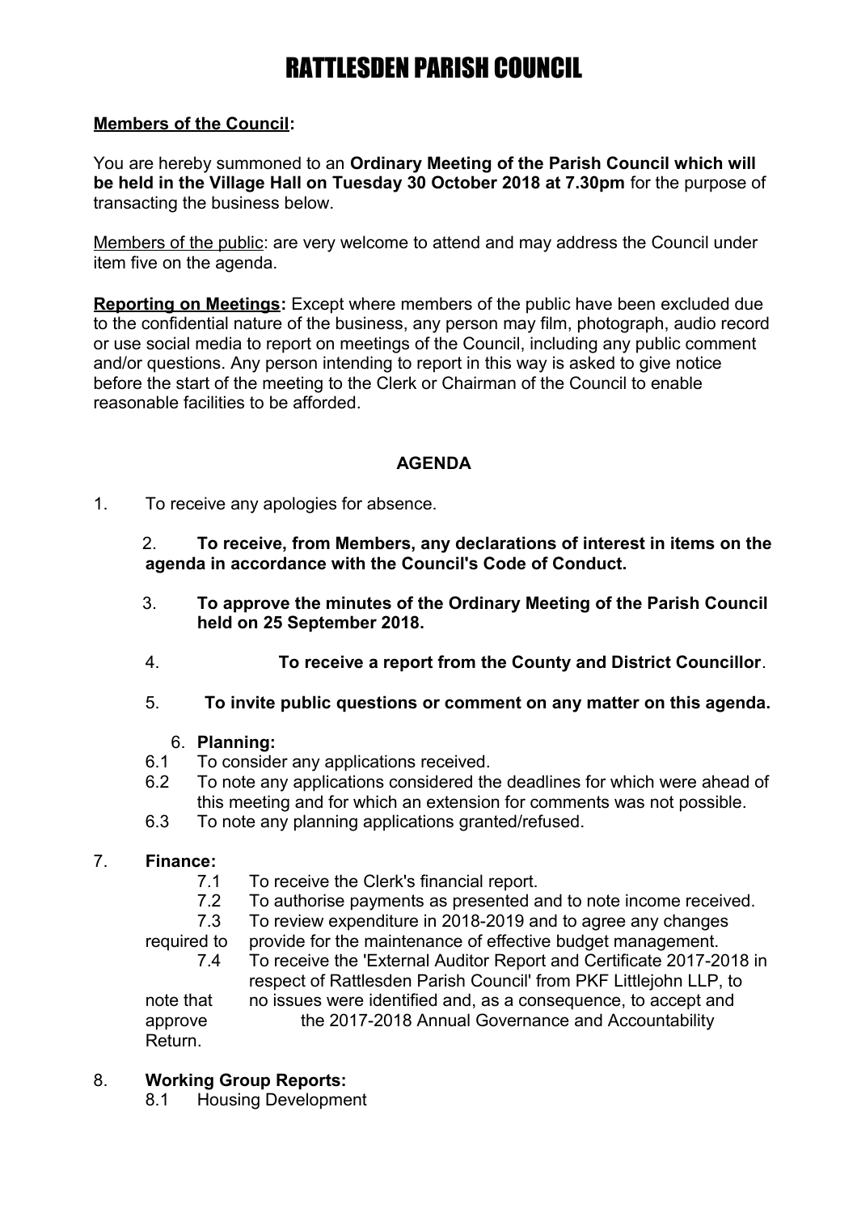# RATTLESDEN PARISH COUNCIL

**Members of the Council:**

You are hereby summoned to an **Ordinary Meeting of the Parish Council which will be held in the Village Hall on Tuesday 30 October 2018 at 7.30pm** for the purpose of transacting the business below.

Members of the public: are very welcome to attend and may address the Council under item five on the agenda.

**Reporting on Meetings:** Except where members of the public have been excluded due to the confidential nature of the business, any person may film, photograph, audio record or use social media to report on meetings of the Council, including any public comment and/or questions. Any person intending to report in this way is asked to give notice before the start of the meeting to the Clerk or Chairman of the Council to enable reasonable facilities to be afforded.

**AGENDA**

1. To receive any apologies for absence.
2. **To receive, from Members, any declarations of interest in items on the agenda in accordance with the Council's Code of Conduct.**
3. **To approve the minutes of the Ordinary Meeting of the Parish Council held on 25 September 2018.**
4. **To receive a report from the County and District Councillor**.
5. **To invite public questions or comment on any matter on this agenda.**
6. **Planning:**
   - 6.1 To consider any applications received.
   - 6.2 To note any applications considered the deadlines for which were ahead of this meeting and for which an extension for comments was not possible.
   - 6.3 To note any planning applications granted/refused.
7. **Finance:**
   - 7.1 To receive the Clerk's financial report.
   - 7.2 To authorise payments as presented and to note income received.
   - 7.3 To review expenditure in 2018-2019 and to agree any changes required to provide for the maintenance of effective budget management.
   - 7.4 To receive the 'External Auditor Report and Certificate 2017-2018 in respect of Rattlesden Parish Council' from PKF Littlejohn LLP, to note that no issues were identified and, as a consequence, to accept and approve the 2017-2018 Annual Governance and Accountability Return.
8. **Working Group Reports:**
   - 8.1 Housing Development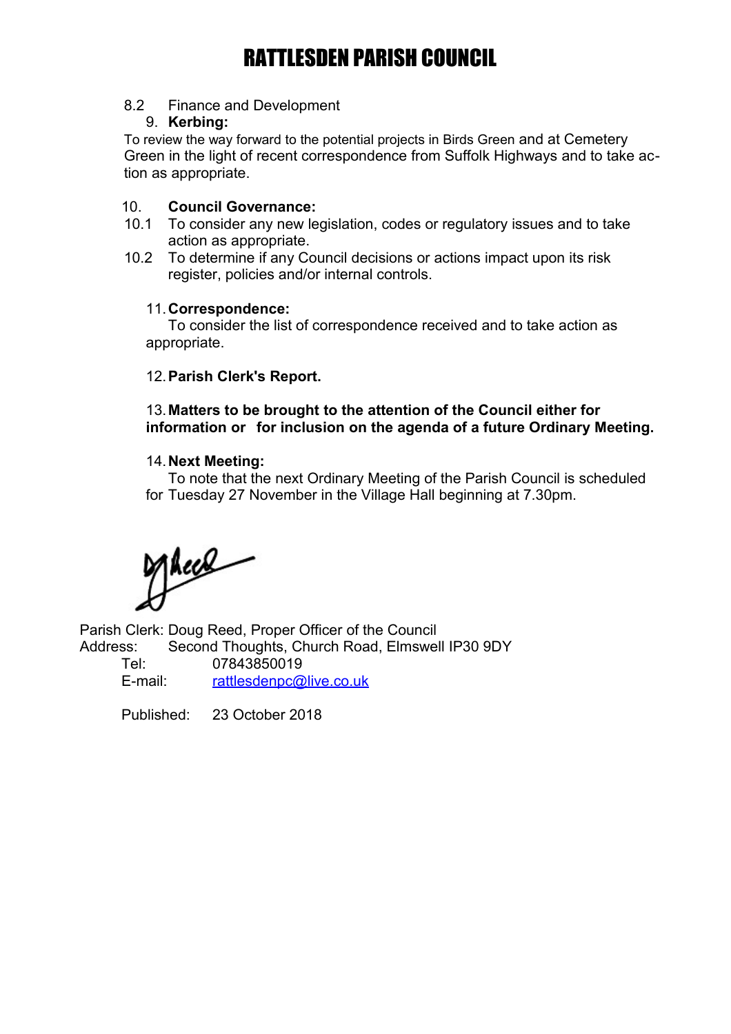# RATTLESDEN PARISH COUNCIL

8.2 Finance and Development

9. **Kerbing:**

To review the way forward to the potential projects in Birds Green and at Cemetery Green in the light of recent correspondence from Suffolk Highways and to take action as appropriate.

10. **Council Governance:**

10.1 To consider any new legislation, codes or regulatory issues and to take action as appropriate.

10.2 To determine if any Council decisions or actions impact upon its risk register, policies and/or internal controls.

11. **Correspondence:**

To consider the list of correspondence received and to take action as appropriate.

12. **Parish Clerk's Report.**

13. **Matters to be brought to the attention of the Council either for information or for inclusion on the agenda of a future Ordinary Meeting.**

14. **Next Meeting:**

To note that the next Ordinary Meeting of the Parish Council is scheduled for Tuesday 27 November in the Village Hall beginning at 7.30pm.

Parish Clerk: Doug Reed, Proper Officer of the Council
Address: Second Thoughts, Church Road, Elmswell IP30 9DY
Tel: 07843850019
E-mail: rattlesdenpc@live.co.uk

Published: 23 October 2018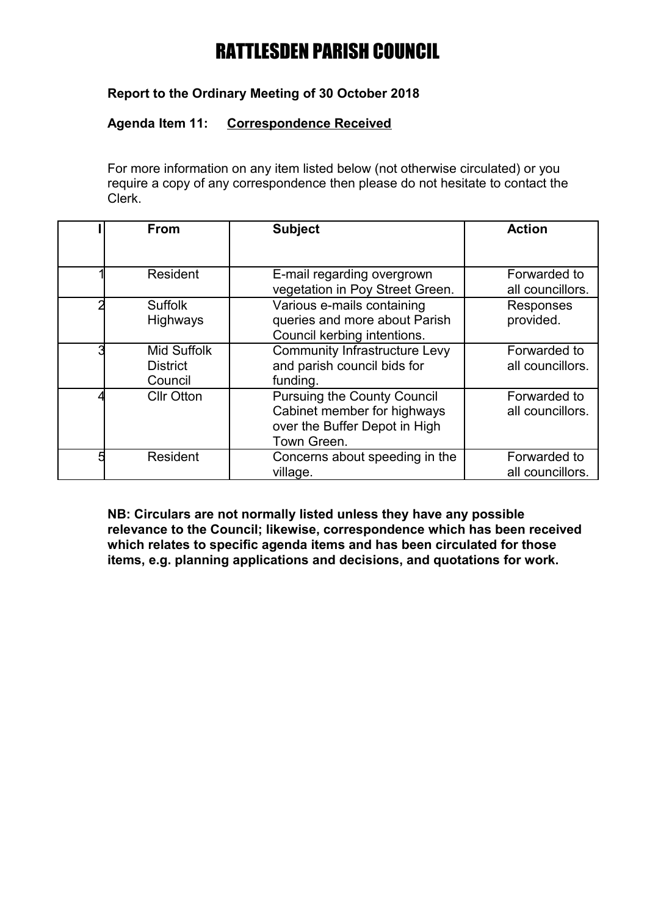# RATTLESDEN PARISH COUNCIL

**Report to the Ordinary Meeting of 30 October 2018**

**Agenda Item 11:** **Correspondence Received**

For more information on any item listed below (not otherwise circulated) or you require a copy of any correspondence then please do not hesitate to contact the Clerk.

| I | From | Subject | Action |
|---|---|---|---|
| 1 | Resident | E-mail regarding overgrown vegetation in Poy Street Green. | Forwarded to all councillors. |
| 2 | Suffolk Highways | Various e-mails containing queries and more about Parish Council kerbing intentions. | Responses provided. |
| 3 | Mid Suffolk District Council | Community Infrastructure Levy and parish council bids for funding. | Forwarded to all councillors. |
| 4 | Cllr Otton | Pursuing the County Council Cabinet member for highways over the Buffer Depot in High Town Green. | Forwarded to all councillors. |
| 5 | Resident | Concerns about speeding in the village. | Forwarded to all councillors. |

**NB: Circulars are not normally listed unless they have any possible relevance to the Council; likewise, correspondence which has been received which relates to specific agenda items and has been circulated for those items, e.g. planning applications and decisions, and quotations for work.**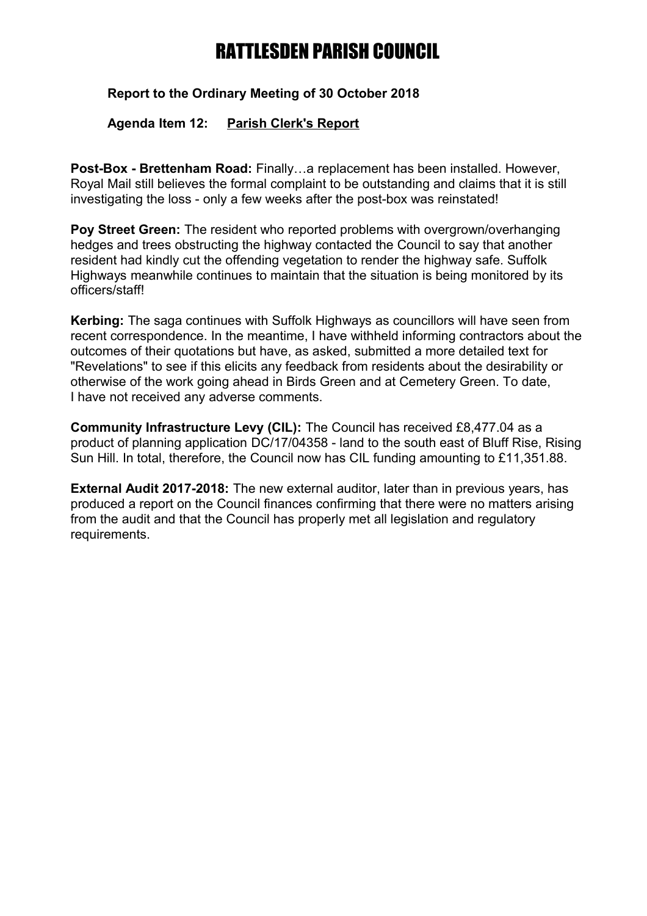# RATTLESDEN PARISH COUNCIL

**Report to the Ordinary Meeting of 30 October 2018**

**Agenda Item 12: Parish Clerk's Report**

**Post-Box - Brettenham Road:** Finally…a replacement has been installed. However, Royal Mail still believes the formal complaint to be outstanding and claims that it is still investigating the loss - only a few weeks after the post-box was reinstated!

**Poy Street Green:** The resident who reported problems with overgrown/overhanging hedges and trees obstructing the highway contacted the Council to say that another resident had kindly cut the offending vegetation to render the highway safe. Suffolk Highways meanwhile continues to maintain that the situation is being monitored by its officers/staff!

**Kerbing:** The saga continues with Suffolk Highways as councillors will have seen from recent correspondence. In the meantime, I have withheld informing contractors about the outcomes of their quotations but have, as asked, submitted a more detailed text for "Revelations" to see if this elicits any feedback from residents about the desirability or otherwise of the work going ahead in Birds Green and at Cemetery Green. To date, I have not received any adverse comments.

**Community Infrastructure Levy (CIL):** The Council has received £8,477.04 as a product of planning application DC/17/04358 - land to the south east of Bluff Rise, Rising Sun Hill. In total, therefore, the Council now has CIL funding amounting to £11,351.88.

**External Audit 2017-2018:** The new external auditor, later than in previous years, has produced a report on the Council finances confirming that there were no matters arising from the audit and that the Council has properly met all legislation and regulatory requirements.